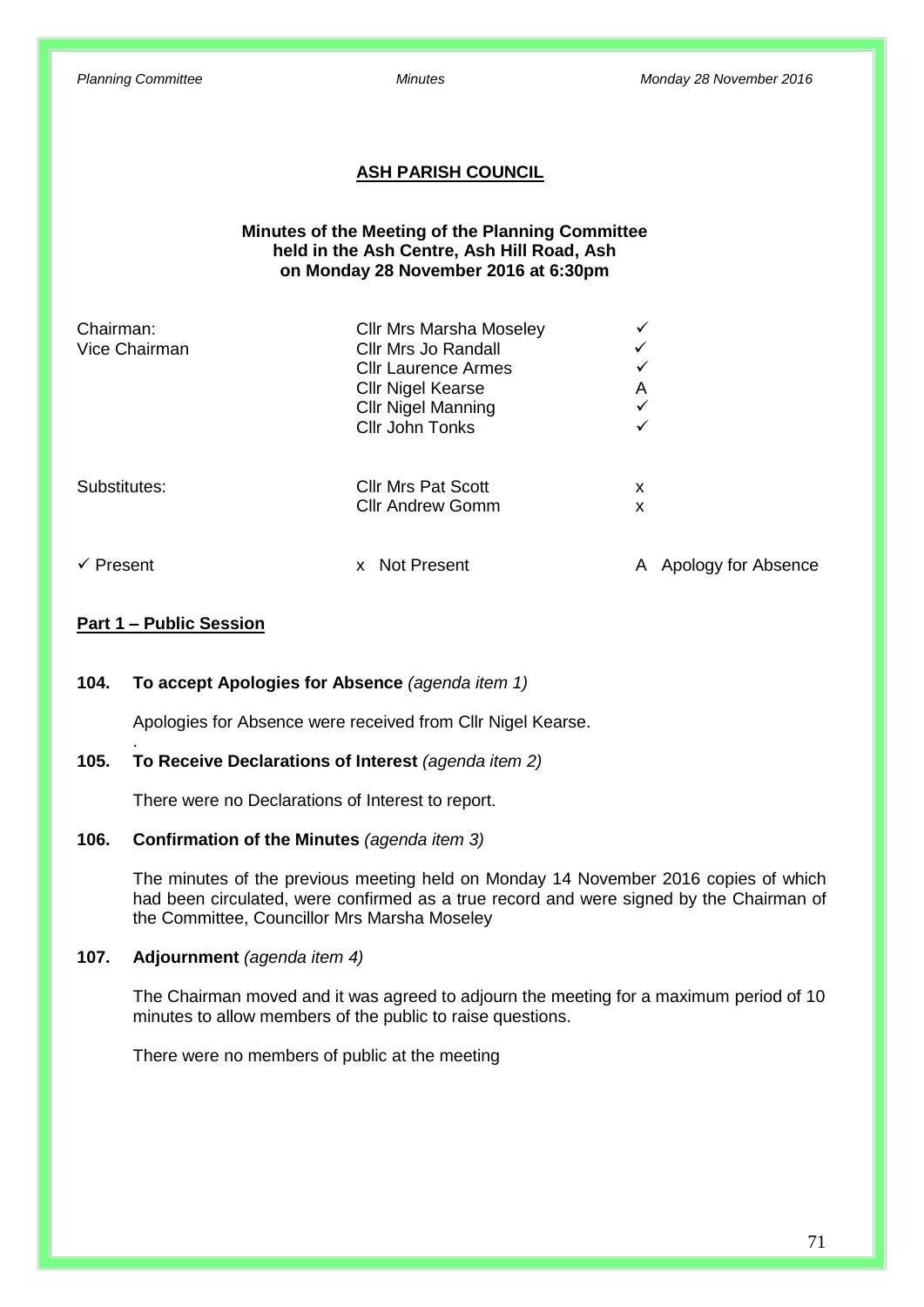# ASH PARISH COUNCIL

**Minutes of the Meeting of the Planning Committee held in the Ash Centre, Ash Hill Road, Ash on Monday 28 November 2016 at 6:30pm**

| | | |
|---|---|---|
| Chairman: | Cllr Mrs Marsha Moseley | ✓ |
| Vice Chairman | Cllr Mrs Jo Randall | ✓ |
| | Cllr Laurence Armes | ✓ |
| | Cllr Nigel Kearse | A |
| | Cllr Nigel Manning | ✓ |
| | Cllr John Tonks | ✓ |
| Substitutes: | Cllr Mrs Pat Scott | x |
| | Cllr Andrew Gomm | x |

✓ Present     x Not Present     A Apology for Absence

## Part 1 – Public Session

**104. To accept Apologies for Absence** *(agenda item 1)*

Apologies for Absence were received from Cllr Nigel Kearse.

**105. To Receive Declarations of Interest** *(agenda item 2)*

There were no Declarations of Interest to report.

**106. Confirmation of the Minutes** *(agenda item 3)*

The minutes of the previous meeting held on Monday 14 November 2016 copies of which had been circulated, were confirmed as a true record and were signed by the Chairman of the Committee, Councillor Mrs Marsha Moseley

**107. Adjournment** *(agenda item 4)*

The Chairman moved and it was agreed to adjourn the meeting for a maximum period of 10 minutes to allow members of the public to raise questions.

There were no members of public at the meeting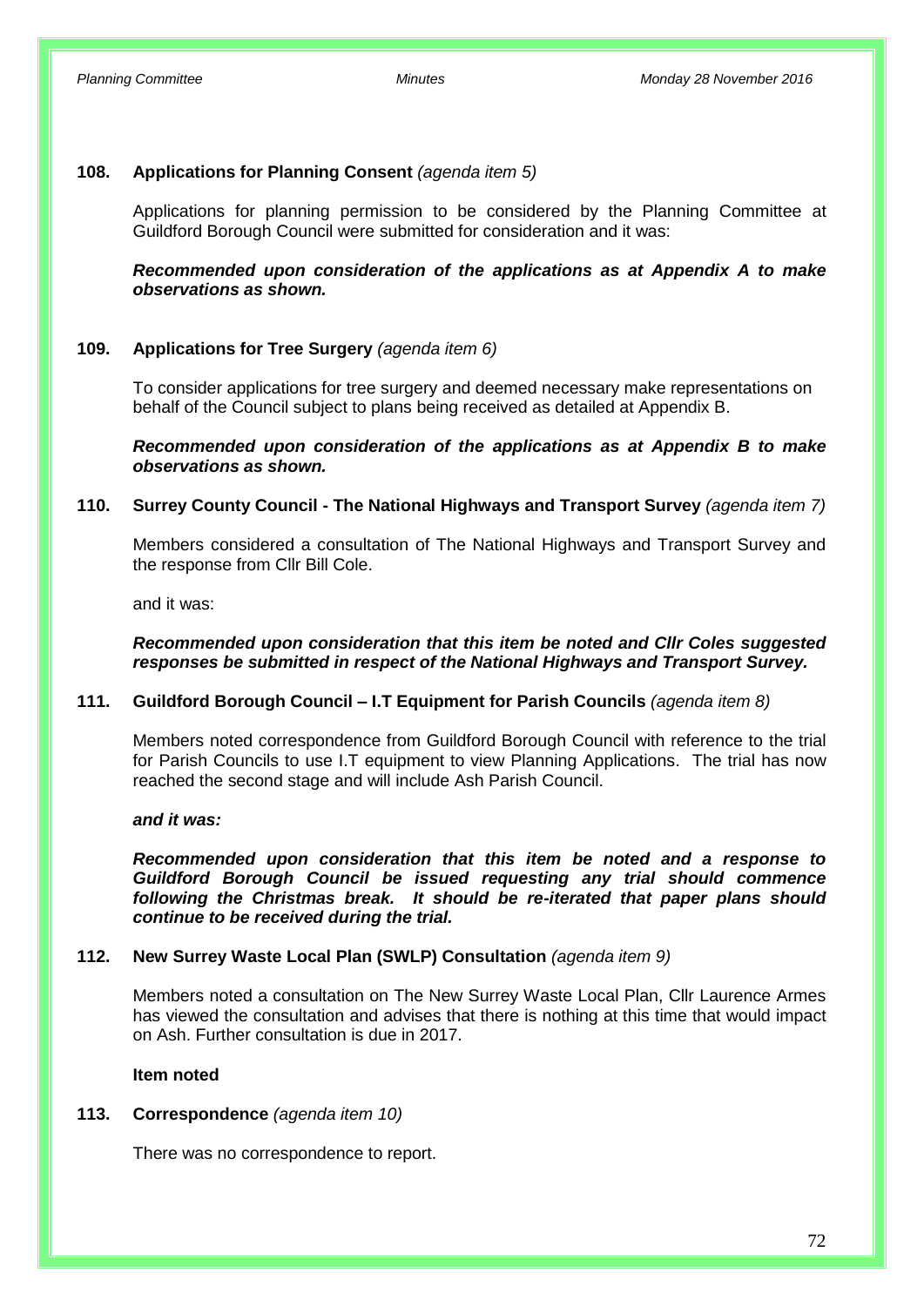**108. Applications for Planning Consent** *(agenda item 5)*

Applications for planning permission to be considered by the Planning Committee at Guildford Borough Council were submitted for consideration and it was:

***Recommended upon consideration of the applications as at Appendix A to make observations as shown.***

**109. Applications for Tree Surgery** *(agenda item 6)*

To consider applications for tree surgery and deemed necessary make representations on behalf of the Council subject to plans being received as detailed at Appendix B.

***Recommended upon consideration of the applications as at Appendix B to make observations as shown.***

**110. Surrey County Council - The National Highways and Transport Survey** *(agenda item 7)*

Members considered a consultation of The National Highways and Transport Survey and the response from Cllr Bill Cole.

and it was:

***Recommended upon consideration that this item be noted and Cllr Coles suggested responses be submitted in respect of the National Highways and Transport Survey.***

**111. Guildford Borough Council – I.T Equipment for Parish Councils** *(agenda item 8)*

Members noted correspondence from Guildford Borough Council with reference to the trial for Parish Councils to use I.T equipment to view Planning Applications. The trial has now reached the second stage and will include Ash Parish Council.

***and it was:***

***Recommended upon consideration that this item be noted and a response to Guildford Borough Council be issued requesting any trial should commence following the Christmas break. It should be re-iterated that paper plans should continue to be received during the trial.***

**112. New Surrey Waste Local Plan (SWLP) Consultation** *(agenda item 9)*

Members noted a consultation on The New Surrey Waste Local Plan, Cllr Laurence Armes has viewed the consultation and advises that there is nothing at this time that would impact on Ash. Further consultation is due in 2017.

**Item noted**

**113. Correspondence** *(agenda item 10)*

There was no correspondence to report.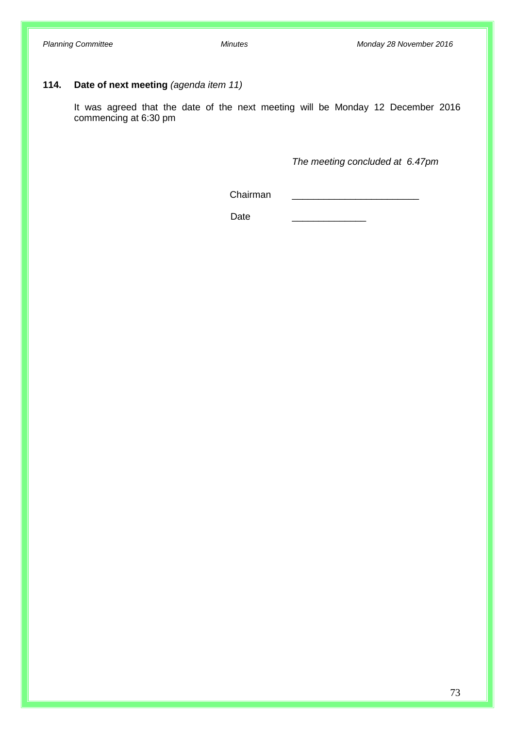### 114. Date of next meeting *(agenda item 11)*

It was agreed that the date of the next meeting will be Monday 12 December 2016 commencing at 6:30 pm

*The meeting concluded at 6.47pm*

Chairman ________________________

Date ______________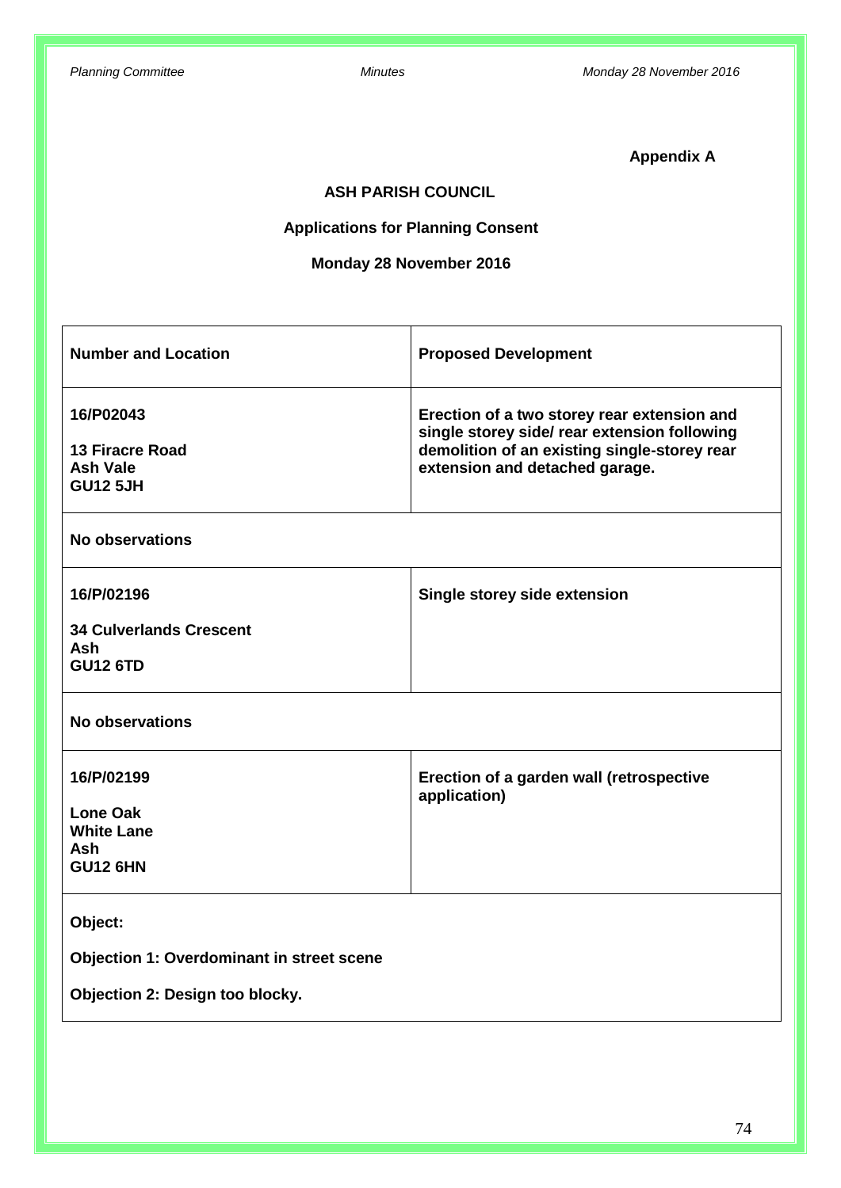**Appendix A**

**ASH PARISH COUNCIL**

**Applications for Planning Consent**

**Monday 28 November 2016**

| Number and Location | Proposed Development |
|---|---|
| **16/P02043**<br><br>**13 Firacre Road**<br>**Ash Vale**<br>**GU12 5JH** | **Erection of a two storey rear extension and single storey side/ rear extension following demolition of an existing single-storey rear extension and detached garage.** |
| **No observations** | |
| **16/P/02196**<br><br>**34 Culverlands Crescent**<br>**Ash**<br>**GU12 6TD** | **Single storey side extension** |
| **No observations** | |
| **16/P/02199**<br><br>**Lone Oak**<br>**White Lane**<br>**Ash**<br>**GU12 6HN** | **Erection of a garden wall (retrospective application)** |
| **Object:**<br><br>**Objection 1: Overdominant in street scene**<br><br>**Objection 2: Design too blocky.** | |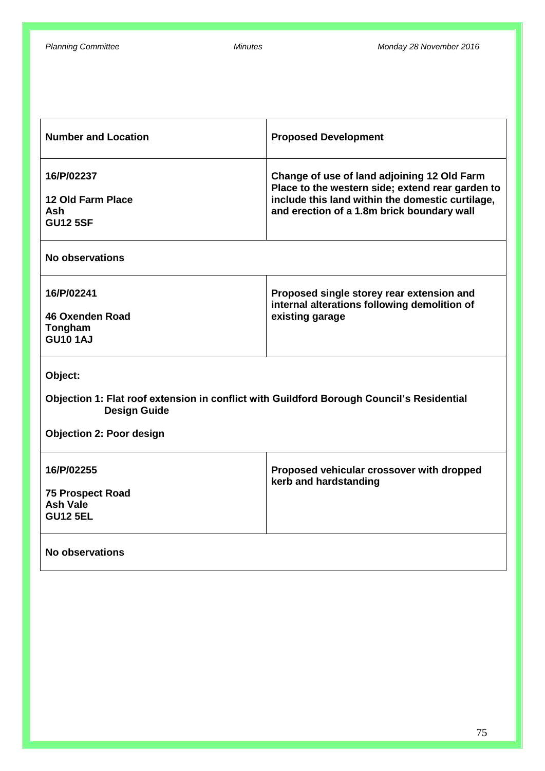| **Number and Location** | **Proposed Development** |
|---|---|
| **16/P/02237**<br><br>**12 Old Farm Place**<br>**Ash**<br>**GU12 5SF** | **Change of use of land adjoining 12 Old Farm Place to the western side; extend rear garden to include this land within the domestic curtilage, and erection of a 1.8m brick boundary wall** |
| **No observations** | |
| **16/P/02241**<br><br>**46 Oxenden Road**<br>**Tongham**<br>**GU10 1AJ** | **Proposed single storey rear extension and internal alterations following demolition of existing garage** |
| **Object:**<br><br>**Objection 1: Flat roof extension in conflict with Guildford Borough Council's Residential Design Guide**<br><br>**Objection 2: Poor design** | |
| **16/P/02255**<br><br>**75 Prospect Road**<br>**Ash Vale**<br>**GU12 5EL** | **Proposed vehicular crossover with dropped kerb and hardstanding** |
| **No observations** | |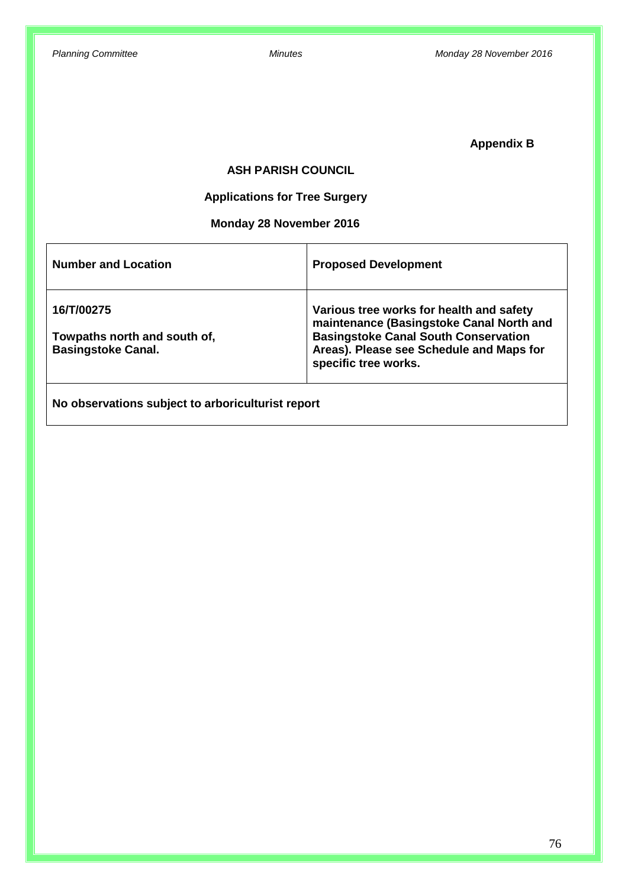**Appendix B**

**ASH PARISH COUNCIL**

**Applications for Tree Surgery**

**Monday 28 November 2016**

| **Number and Location** | **Proposed Development** |
|---|---|
| **16/T/00275**<br><br>**Towpaths north and south of, Basingstoke Canal.** | **Various tree works for health and safety maintenance (Basingstoke Canal North and Basingstoke Canal South Conservation Areas). Please see Schedule and Maps for specific tree works.** |
| **No observations subject to arboriculturist report** | |